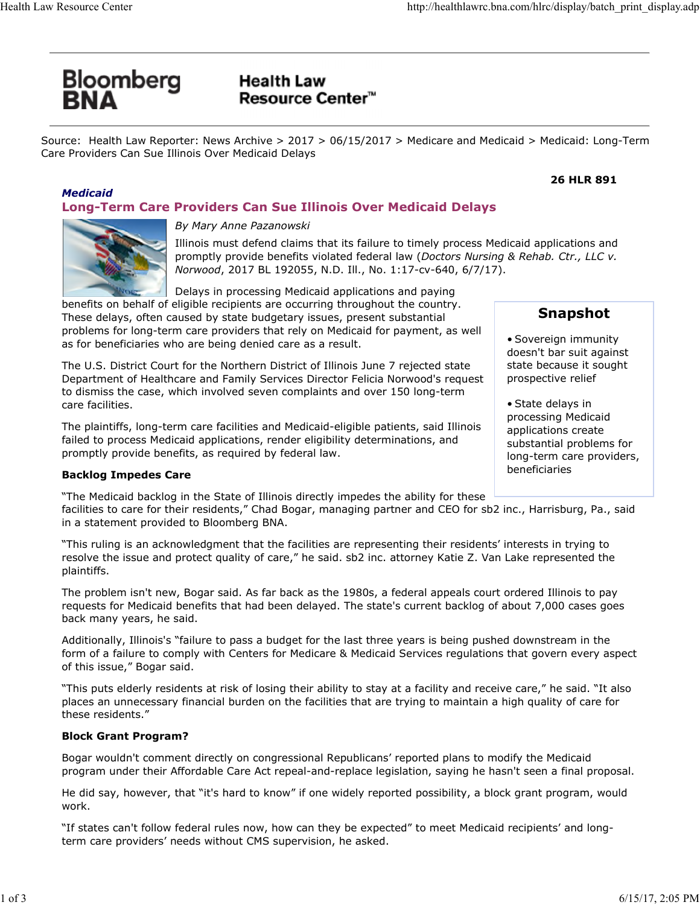Bloomberg BNA — Health Law Resource Center™

Source: Health Law Reporter: News Archive > 2017 > 06/15/2017 > Medicare and Medicaid > Medicaid: Long-Term Care Providers Can Sue Illinois Over Medicaid Delays

**26 HLR 891**

***Medicaid***

# Long-Term Care Providers Can Sue Illinois Over Medicaid Delays

*By Mary Anne Pazanowski*

Illinois must defend claims that its failure to timely process Medicaid applications and promptly provide benefits violated federal law (*Doctors Nursing & Rehab. Ctr., LLC v. Norwood*, 2017 BL 192055, N.D. Ill., No. 1:17-cv-640, 6/7/17).

Delays in processing Medicaid applications and paying benefits on behalf of eligible recipients are occurring throughout the country. These delays, often caused by state budgetary issues, present substantial problems for long-term care providers that rely on Medicaid for payment, as well as for beneficiaries who are being denied care as a result.

The U.S. District Court for the Northern District of Illinois June 7 rejected state Department of Healthcare and Family Services Director Felicia Norwood's request to dismiss the case, which involved seven complaints and over 150 long-term care facilities.

The plaintiffs, long-term care facilities and Medicaid-eligible patients, said Illinois failed to process Medicaid applications, render eligibility determinations, and promptly provide benefits, as required by federal law.

> **Snapshot**
>
> - Sovereign immunity doesn't bar suit against state because it sought prospective relief
> - State delays in processing Medicaid applications create substantial problems for long-term care providers, beneficiaries

**Backlog Impedes Care**

"The Medicaid backlog in the State of Illinois directly impedes the ability for these facilities to care for their residents," Chad Bogar, managing partner and CEO for sb2 inc., Harrisburg, Pa., said in a statement provided to Bloomberg BNA.

"This ruling is an acknowledgment that the facilities are representing their residents' interests in trying to resolve the issue and protect quality of care," he said. sb2 inc. attorney Katie Z. Van Lake represented the plaintiffs.

The problem isn't new, Bogar said. As far back as the 1980s, a federal appeals court ordered Illinois to pay requests for Medicaid benefits that had been delayed. The state's current backlog of about 7,000 cases goes back many years, he said.

Additionally, Illinois's "failure to pass a budget for the last three years is being pushed downstream in the form of a failure to comply with Centers for Medicare & Medicaid Services regulations that govern every aspect of this issue," Bogar said.

"This puts elderly residents at risk of losing their ability to stay at a facility and receive care," he said. "It also places an unnecessary financial burden on the facilities that are trying to maintain a high quality of care for these residents."

**Block Grant Program?**

Bogar wouldn't comment directly on congressional Republicans' reported plans to modify the Medicaid program under their Affordable Care Act repeal-and-replace legislation, saying he hasn't seen a final proposal.

He did say, however, that "it's hard to know" if one widely reported possibility, a block grant program, would work.

"If states can't follow federal rules now, how can they be expected" to meet Medicaid recipients' and long-term care providers' needs without CMS supervision, he asked.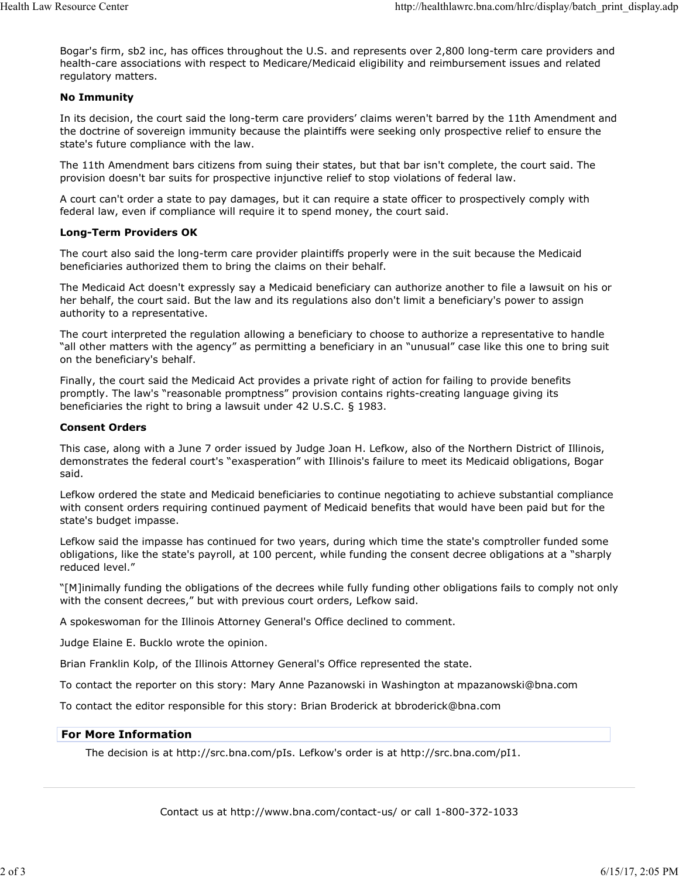Bogar's firm, sb2 inc, has offices throughout the U.S. and represents over 2,800 long-term care providers and health-care associations with respect to Medicare/Medicaid eligibility and reimbursement issues and related regulatory matters.

**No Immunity**

In its decision, the court said the long-term care providers' claims weren't barred by the 11th Amendment and the doctrine of sovereign immunity because the plaintiffs were seeking only prospective relief to ensure the state's future compliance with the law.

The 11th Amendment bars citizens from suing their states, but that bar isn't complete, the court said. The provision doesn't bar suits for prospective injunctive relief to stop violations of federal law.

A court can't order a state to pay damages, but it can require a state officer to prospectively comply with federal law, even if compliance will require it to spend money, the court said.

**Long-Term Providers OK**

The court also said the long-term care provider plaintiffs properly were in the suit because the Medicaid beneficiaries authorized them to bring the claims on their behalf.

The Medicaid Act doesn't expressly say a Medicaid beneficiary can authorize another to file a lawsuit on his or her behalf, the court said. But the law and its regulations also don't limit a beneficiary's power to assign authority to a representative.

The court interpreted the regulation allowing a beneficiary to choose to authorize a representative to handle "all other matters with the agency" as permitting a beneficiary in an "unusual" case like this one to bring suit on the beneficiary's behalf.

Finally, the court said the Medicaid Act provides a private right of action for failing to provide benefits promptly. The law's "reasonable promptness" provision contains rights-creating language giving its beneficiaries the right to bring a lawsuit under 42 U.S.C. § 1983.

**Consent Orders**

This case, along with a June 7 order issued by Judge Joan H. Lefkow, also of the Northern District of Illinois, demonstrates the federal court's "exasperation" with Illinois's failure to meet its Medicaid obligations, Bogar said.

Lefkow ordered the state and Medicaid beneficiaries to continue negotiating to achieve substantial compliance with consent orders requiring continued payment of Medicaid benefits that would have been paid but for the state's budget impasse.

Lefkow said the impasse has continued for two years, during which time the state's comptroller funded some obligations, like the state's payroll, at 100 percent, while funding the consent decree obligations at a "sharply reduced level."

"[M]inimally funding the obligations of the decrees while fully funding other obligations fails to comply not only with the consent decrees," but with previous court orders, Lefkow said.

A spokeswoman for the Illinois Attorney General's Office declined to comment.

Judge Elaine E. Bucklo wrote the opinion.

Brian Franklin Kolp, of the Illinois Attorney General's Office represented the state.

To contact the reporter on this story: Mary Anne Pazanowski in Washington at mpazanowski@bna.com

To contact the editor responsible for this story: Brian Broderick at bbroderick@bna.com

**For More Information**

The decision is at http://src.bna.com/pIs. Lefkow's order is at http://src.bna.com/pI1.

Contact us at http://www.bna.com/contact-us/ or call 1-800-372-1033